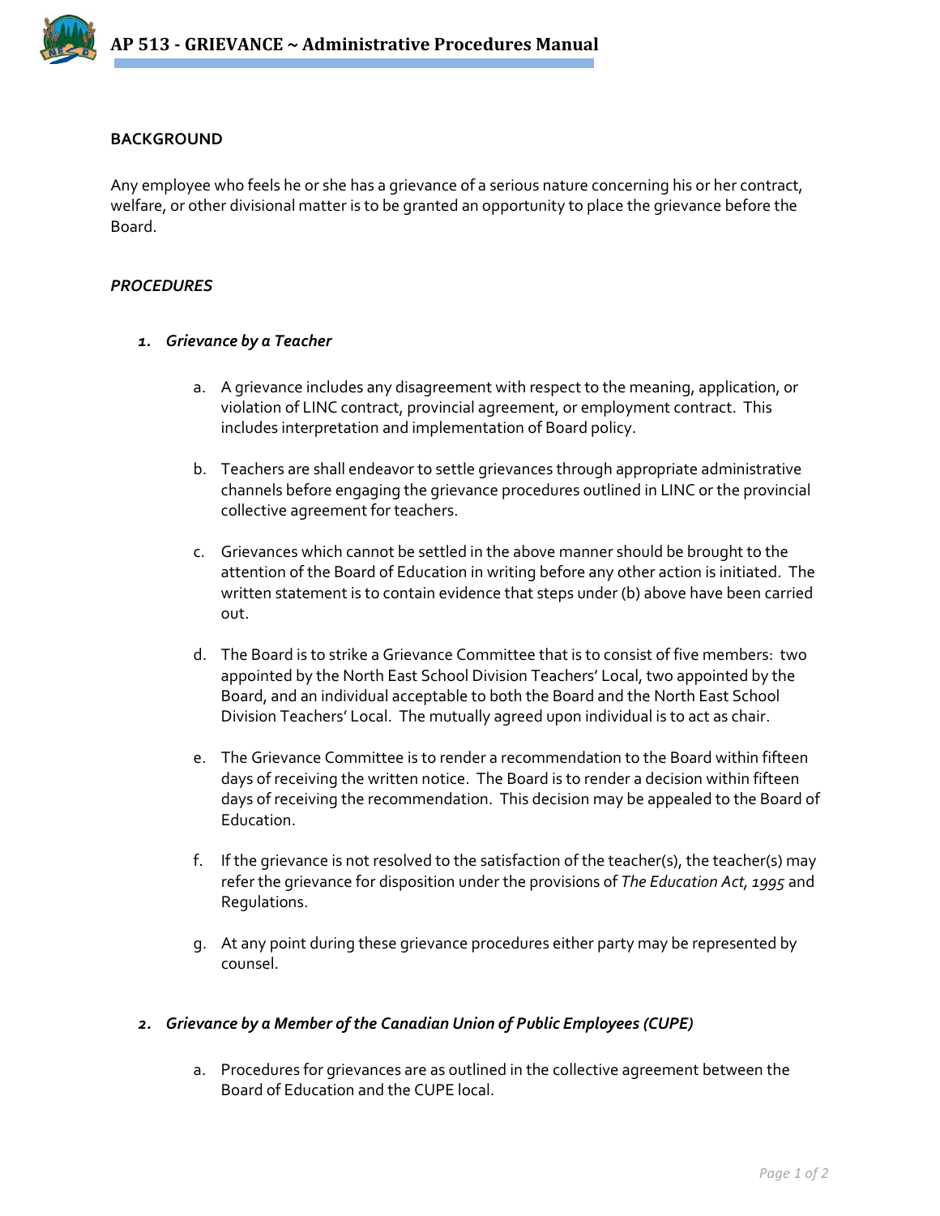# AP 513 - GRIEVANCE ~ Administrative Procedures Manual

## BACKGROUND

Any employee who feels he or she has a grievance of a serious nature concerning his or her contract, welfare, or other divisional matter is to be granted an opportunity to place the grievance before the Board.

## *PROCEDURES*

### *1. Grievance by a Teacher*

a. A grievance includes any disagreement with respect to the meaning, application, or violation of LINC contract, provincial agreement, or employment contract. This includes interpretation and implementation of Board policy.

b. Teachers are shall endeavor to settle grievances through appropriate administrative channels before engaging the grievance procedures outlined in LINC or the provincial collective agreement for teachers.

c. Grievances which cannot be settled in the above manner should be brought to the attention of the Board of Education in writing before any other action is initiated. The written statement is to contain evidence that steps under (b) above have been carried out.

d. The Board is to strike a Grievance Committee that is to consist of five members: two appointed by the North East School Division Teachers' Local, two appointed by the Board, and an individual acceptable to both the Board and the North East School Division Teachers' Local. The mutually agreed upon individual is to act as chair.

e. The Grievance Committee is to render a recommendation to the Board within fifteen days of receiving the written notice. The Board is to render a decision within fifteen days of receiving the recommendation. This decision may be appealed to the Board of Education.

f. If the grievance is not resolved to the satisfaction of the teacher(s), the teacher(s) may refer the grievance for disposition under the provisions of *The Education Act, 1995* and Regulations.

g. At any point during these grievance procedures either party may be represented by counsel.

### *2. Grievance by a Member of the Canadian Union of Public Employees (CUPE)*

a. Procedures for grievances are as outlined in the collective agreement between the Board of Education and the CUPE local.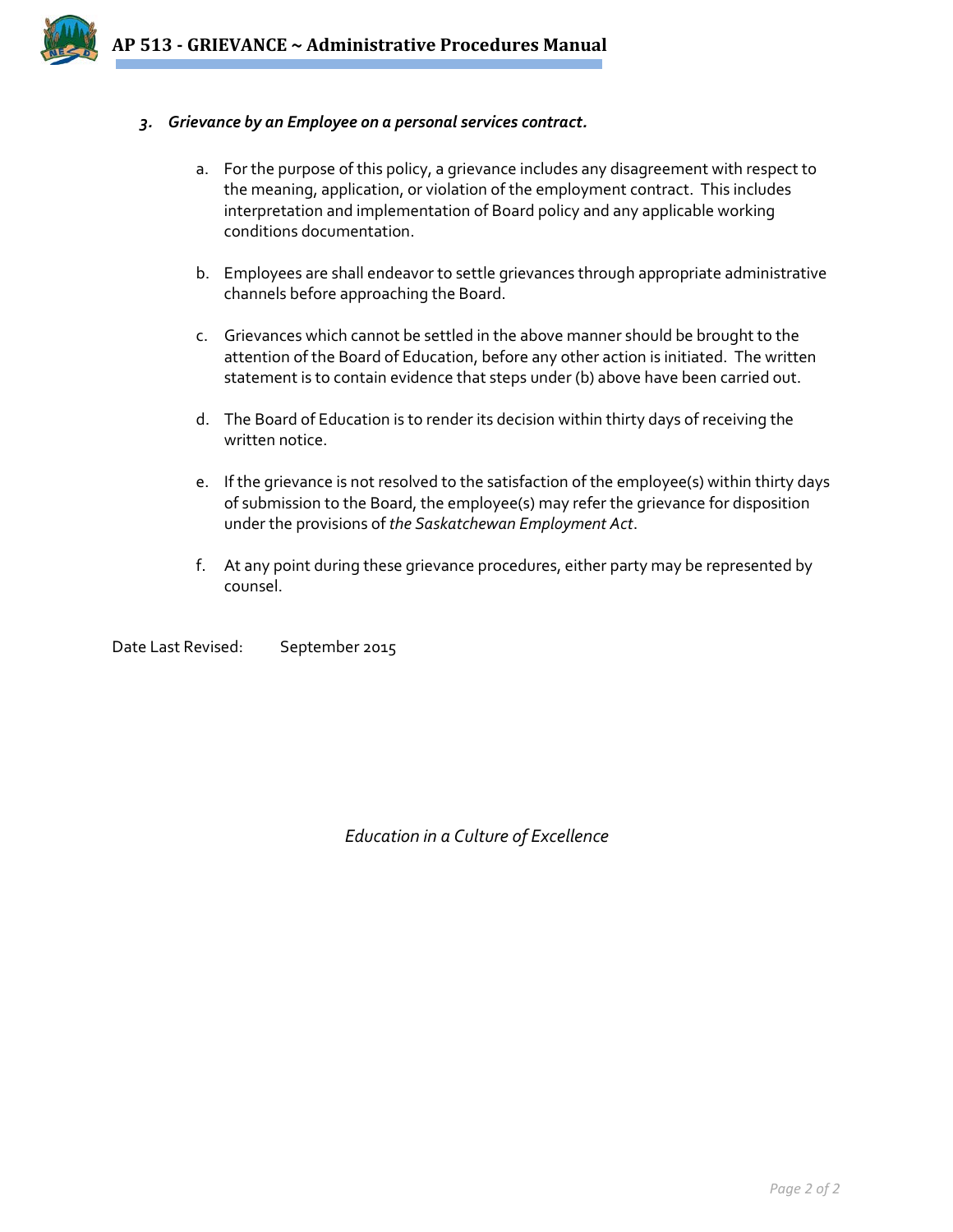### *3. Grievance by an Employee on a personal services contract.*

a. For the purpose of this policy, a grievance includes any disagreement with respect to the meaning, application, or violation of the employment contract. This includes interpretation and implementation of Board policy and any applicable working conditions documentation.

b. Employees are shall endeavor to settle grievances through appropriate administrative channels before approaching the Board.

c. Grievances which cannot be settled in the above manner should be brought to the attention of the Board of Education, before any other action is initiated. The written statement is to contain evidence that steps under (b) above have been carried out.

d. The Board of Education is to render its decision within thirty days of receiving the written notice.

e. If the grievance is not resolved to the satisfaction of the employee(s) within thirty days of submission to the Board, the employee(s) may refer the grievance for disposition under the provisions of *the Saskatchewan Employment Act*.

f. At any point during these grievance procedures, either party may be represented by counsel.

Date Last Revised: September 2015

*Education in a Culture of Excellence*